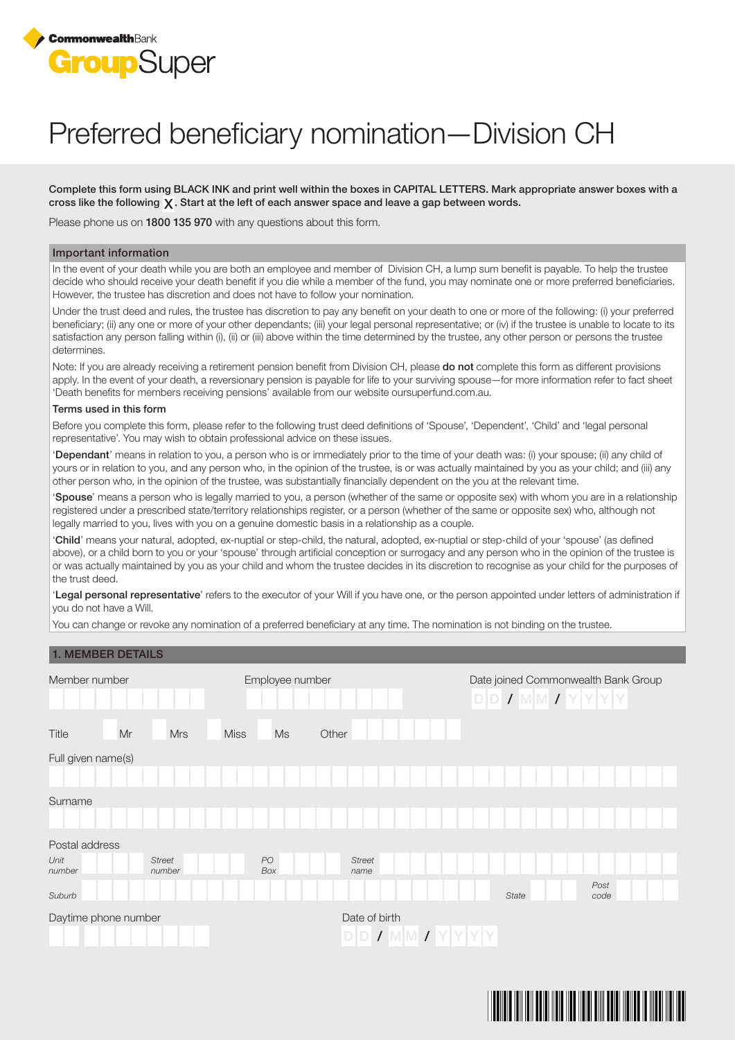CommonwealthBank GroupSuper

# Preferred beneficiary nomination—Division CH

**Complete this form using BLACK INK and print well within the boxes in CAPITAL LETTERS. Mark appropriate answer boxes with a cross like the following X. Start at the left of each answer space and leave a gap between words.**

Please phone us on **1800 135 970** with any questions about this form.

## Important information

In the event of your death while you are both an employee and member of Division CH, a lump sum benefit is payable. To help the trustee decide who should receive your death benefit if you die while a member of the fund, you may nominate one or more preferred beneficiaries. However, the trustee has discretion and does not have to follow your nomination.

Under the trust deed and rules, the trustee has discretion to pay any benefit on your death to one or more of the following: (i) your preferred beneficiary; (ii) any one or more of your other dependants; (iii) your legal personal representative; or (iv) if the trustee is unable to locate to its satisfaction any person falling within (i), (ii) or (iii) above within the time determined by the trustee, any other person or persons the trustee determines.

Note: If you are already receiving a retirement pension benefit from Division CH, please **do not** complete this form as different provisions apply. In the event of your death, a reversionary pension is payable for life to your surviving spouse—for more information refer to fact sheet 'Death benefits for members receiving pensions' available from our website oursuperfund.com.au.

### Terms used in this form

Before you complete this form, please refer to the following trust deed definitions of 'Spouse', 'Dependent', 'Child' and 'legal personal representative'. You may wish to obtain professional advice on these issues.

'**Dependant**' means in relation to you, a person who is or immediately prior to the time of your death was: (i) your spouse; (ii) any child of yours or in relation to you, and any person who, in the opinion of the trustee, is or was actually maintained by you as your child; and (iii) any other person who, in the opinion of the trustee, was substantially financially dependent on the you at the relevant time.

'**Spouse**' means a person who is legally married to you, a person (whether of the same or opposite sex) with whom you are in a relationship registered under a prescribed state/territory relationships register, or a person (whether of the same or opposite sex) who, although not legally married to you, lives with you on a genuine domestic basis in a relationship as a couple.

'**Child**' means your natural, adopted, ex-nuptial or step-child, the natural, adopted, ex-nuptial or step-child of your 'spouse' (as defined above), or a child born to you or your 'spouse' through artificial conception or surrogacy and any person who in the opinion of the trustee is or was actually maintained by you as your child and whom the trustee decides in its discretion to recognise as your child for the purposes of the trust deed.

'**Legal personal representative**' refers to the executor of your Will if you have one, or the person appointed under letters of administration if you do not have a Will.

You can change or revoke any nomination of a preferred beneficiary at any time. The nomination is not binding on the trustee.

## 1. MEMBER DETAILS

Member number

Employee number

Date joined Commonwealth Bank Group DD / MM / YYYY

Title ☐ Mr ☐ Mrs ☐ Miss ☐ Ms Other

Full given name(s)

Surname

Postal address

*Unit number* *Street number* *PO Box* *Street name*

*Suburb* *State* *Post code*

Daytime phone number

Date of birth DD / MM / YYYY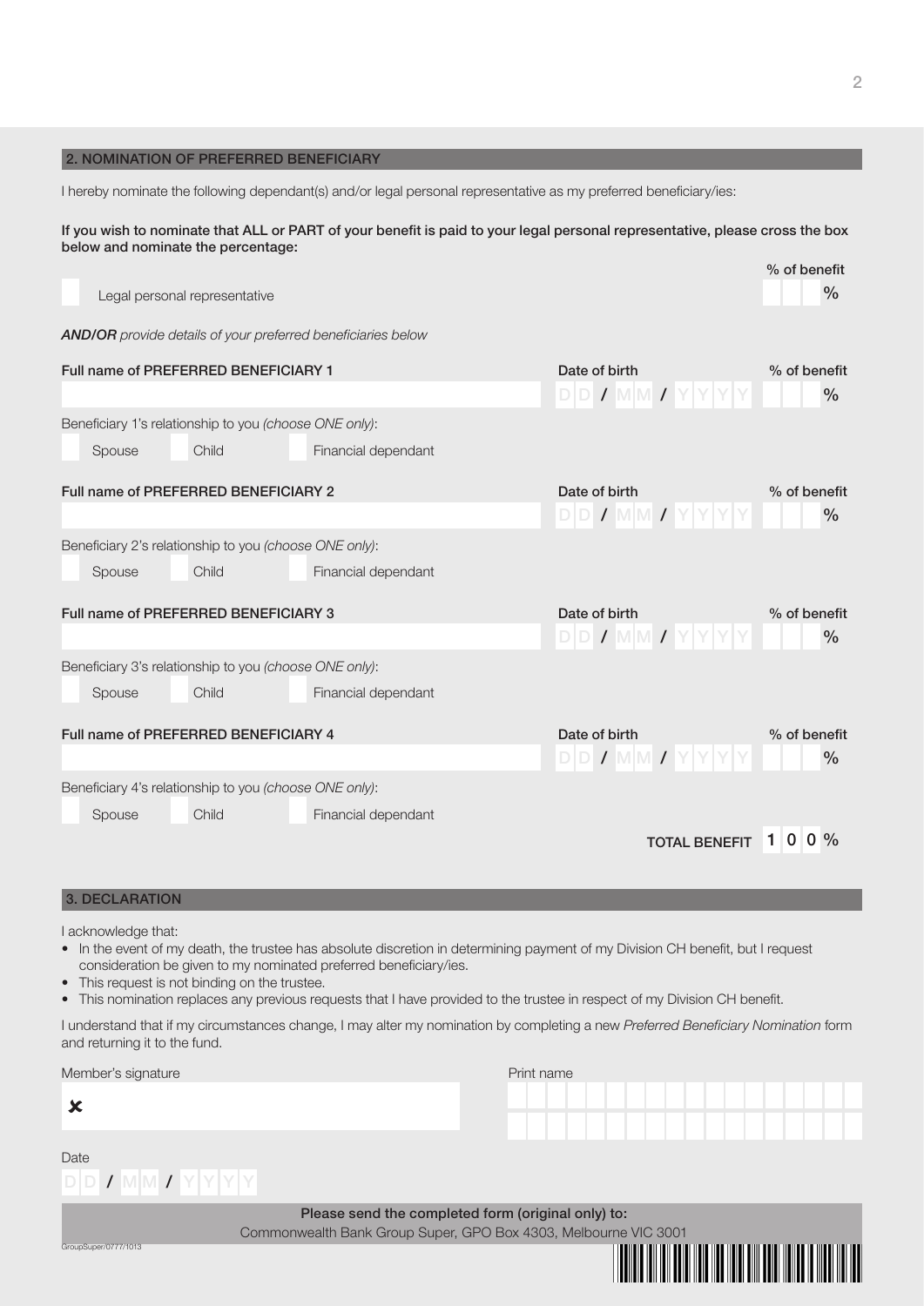## 2. NOMINATION OF PREFERRED BENEFICIARY

I hereby nominate the following dependant(s) and/or legal personal representative as my preferred beneficiary/ies:

**If you wish to nominate that ALL or PART of your benefit is paid to your legal personal representative, please cross the box below and nominate the percentage:**

☐ Legal personal representative — % of benefit: ____ %

***AND/OR*** *provide details of your preferred beneficiaries below*

**Full name of PREFERRED BENEFICIARY 1** — Date of birth: DD / MM / YYYY — % of benefit: ____ %

Beneficiary 1's relationship to you *(choose ONE only)*:

☐ Spouse ☐ Child ☐ Financial dependant

**Full name of PREFERRED BENEFICIARY 2** — Date of birth: DD / MM / YYYY — % of benefit: ____ %

Beneficiary 2's relationship to you *(choose ONE only)*:

☐ Spouse ☐ Child ☐ Financial dependant

**Full name of PREFERRED BENEFICIARY 3** — Date of birth: DD / MM / YYYY — % of benefit: ____ %

Beneficiary 3's relationship to you *(choose ONE only)*:

☐ Spouse ☐ Child ☐ Financial dependant

**Full name of PREFERRED BENEFICIARY 4** — Date of birth: DD / MM / YYYY — % of benefit: ____ %

Beneficiary 4's relationship to you *(choose ONE only)*:

☐ Spouse ☐ Child ☐ Financial dependant

**TOTAL BENEFIT 100 %**

## 3. DECLARATION

I acknowledge that:

- In the event of my death, the trustee has absolute discretion in determining payment of my Division CH benefit, but I request consideration be given to my nominated preferred beneficiary/ies.
- This request is not binding on the trustee.
- This nomination replaces any previous requests that I have provided to the trustee in respect of my Division CH benefit.

I understand that if my circumstances change, I may alter my nomination by completing a new *Preferred Beneficiary Nomination* form and returning it to the fund.

Member's signature: ✘ ____________

Print name: ____________

Date: DD / MM / YYYY

**Please send the completed form (original only) to:**

Commonwealth Bank Group Super, GPO Box 4303, Melbourne VIC 3001

GroupSuper/0777/1013